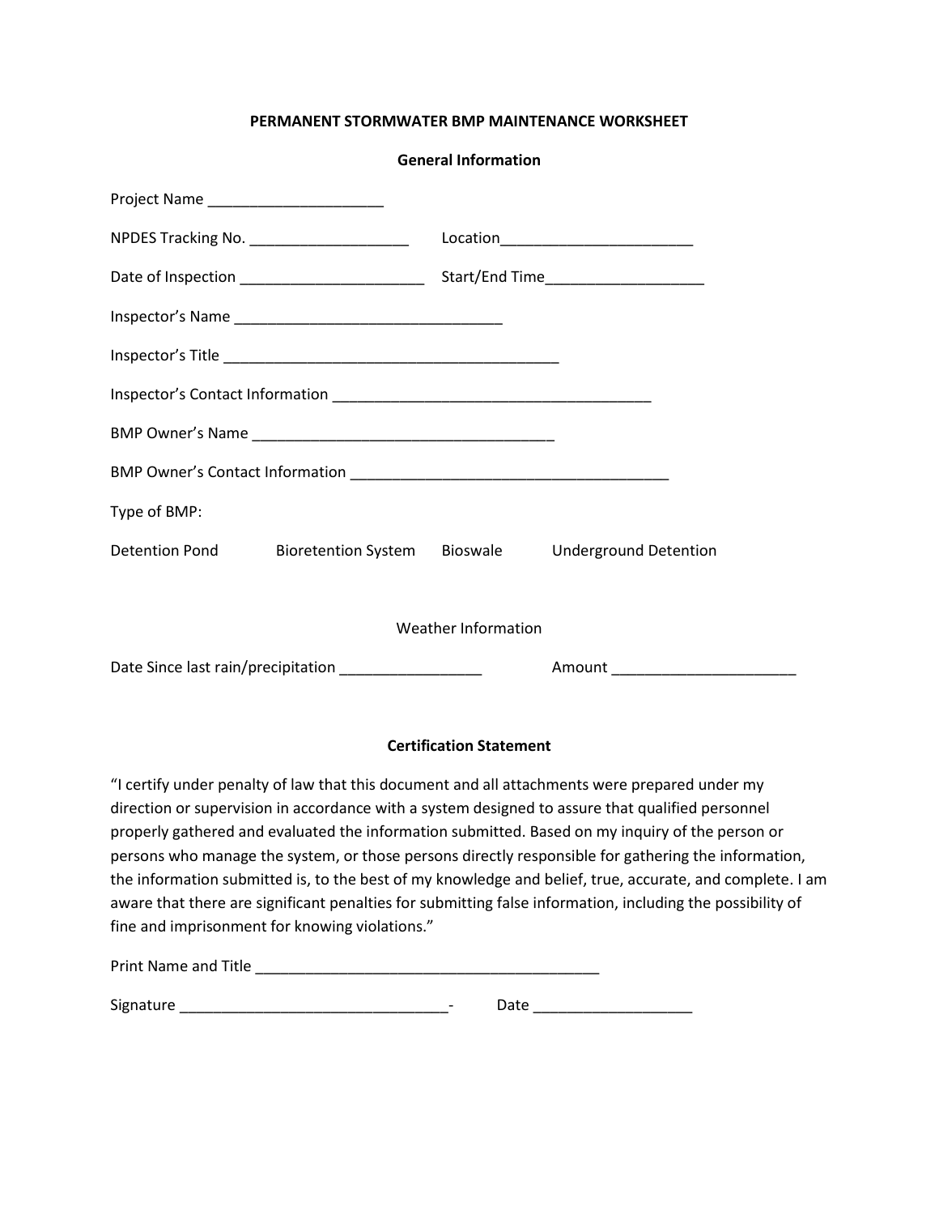# PERMANENT STORMWATER BMP MAINTENANCE WORKSHEET

## General Information

Project Name _____________________

NPDES Tracking No. ___________________ Location_______________________

Date of Inspection _____________________ Start/End Time___________________

Inspector's Name _______________________________

Inspector's Title _______________________________________

Inspector's Contact Information _____________________________________

BMP Owner's Name ___________________________________

BMP Owner's Contact Information _____________________________________

Type of BMP:

Detention Pond Bioretention System Bioswale Underground Detention

Weather Information

Date Since last rain/precipitation ________________ Amount _____________________

## Certification Statement

"I certify under penalty of law that this document and all attachments were prepared under my direction or supervision in accordance with a system designed to assure that qualified personnel properly gathered and evaluated the information submitted. Based on my inquiry of the person or persons who manage the system, or those persons directly responsible for gathering the information, the information submitted is, to the best of my knowledge and belief, true, accurate, and complete. I am aware that there are significant penalties for submitting false information, including the possibility of fine and imprisonment for knowing violations."

Print Name and Title ________________________________________

Signature _______________________________- Date ___________________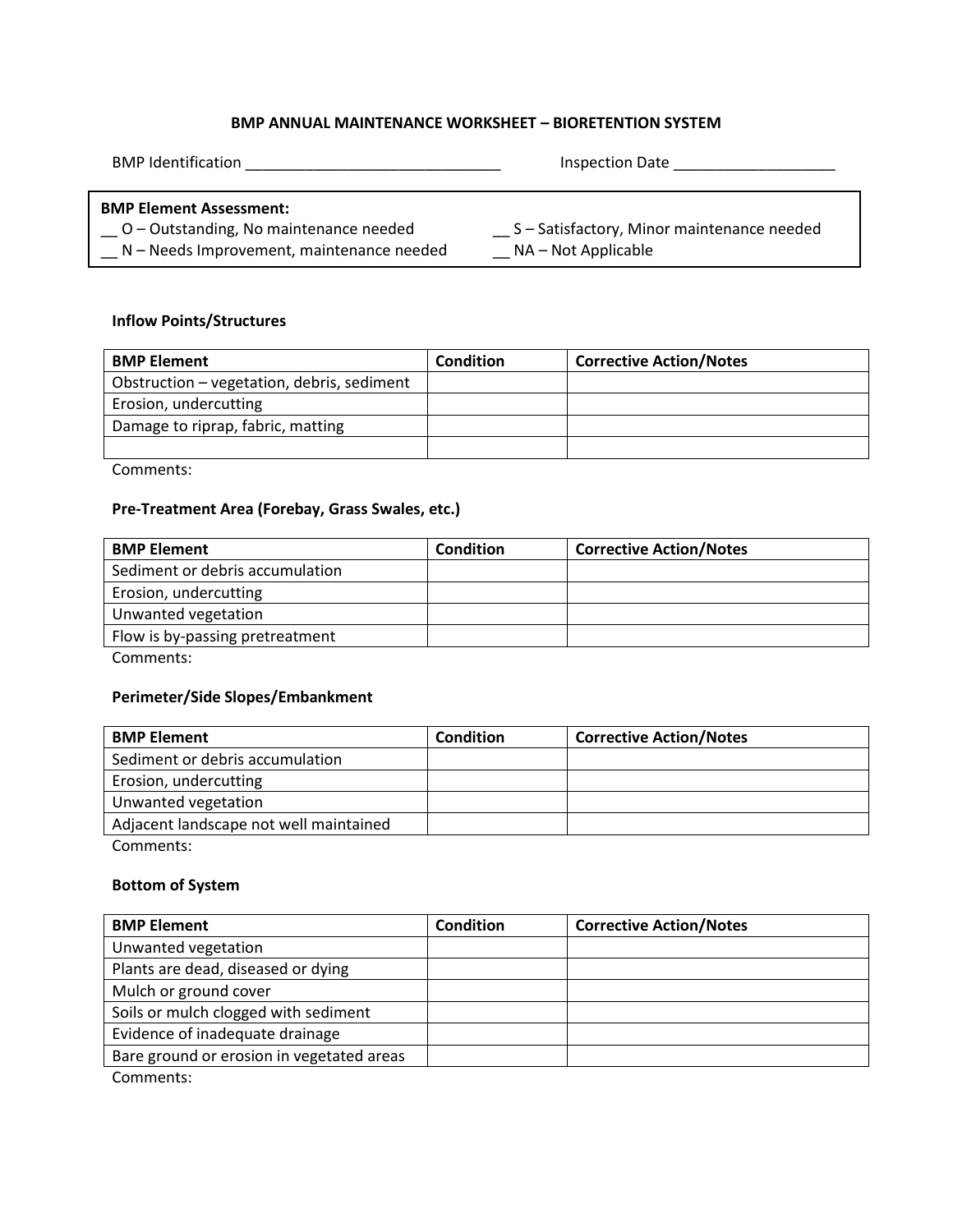### BMP ANNUAL MAINTENANCE WORKSHEET – BIORETENTION SYSTEM

BMP Identification ______________________________ Inspection Date ___________________

**BMP Element Assessment:**

__ O – Outstanding, No maintenance needed
__ S – Satisfactory, Minor maintenance needed
__ N – Needs Improvement, maintenance needed
__ NA – Not Applicable

**Inflow Points/Structures**

| BMP Element | Condition | Corrective Action/Notes |
| --- | --- | --- |
| Obstruction – vegetation, debris, sediment | | |
| Erosion, undercutting | | |
| Damage to riprap, fabric, matting | | |
| | | |

Comments:

**Pre-Treatment Area (Forebay, Grass Swales, etc.)**

| BMP Element | Condition | Corrective Action/Notes |
| --- | --- | --- |
| Sediment or debris accumulation | | |
| Erosion, undercutting | | |
| Unwanted vegetation | | |
| Flow is by-passing pretreatment | | |

Comments:

**Perimeter/Side Slopes/Embankment**

| BMP Element | Condition | Corrective Action/Notes |
| --- | --- | --- |
| Sediment or debris accumulation | | |
| Erosion, undercutting | | |
| Unwanted vegetation | | |
| Adjacent landscape not well maintained | | |

Comments:

**Bottom of System**

| BMP Element | Condition | Corrective Action/Notes |
| --- | --- | --- |
| Unwanted vegetation | | |
| Plants are dead, diseased or dying | | |
| Mulch or ground cover | | |
| Soils or mulch clogged with sediment | | |
| Evidence of inadequate drainage | | |
| Bare ground or erosion in vegetated areas | | |

Comments: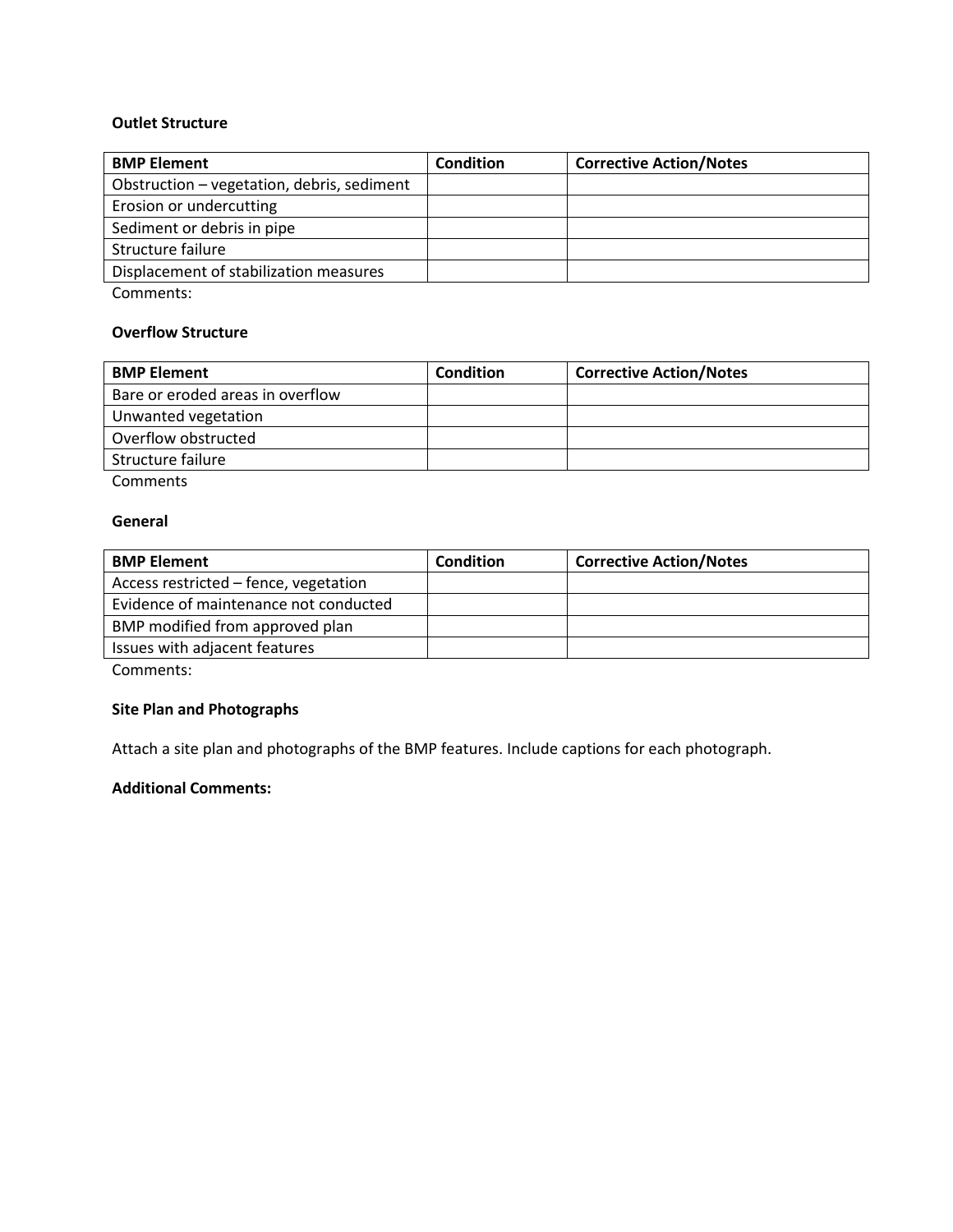**Outlet Structure**

| BMP Element | Condition | Corrective Action/Notes |
|---|---|---|
| Obstruction – vegetation, debris, sediment | | |
| Erosion or undercutting | | |
| Sediment or debris in pipe | | |
| Structure failure | | |
| Displacement of stabilization measures | | |

Comments:

**Overflow Structure**

| BMP Element | Condition | Corrective Action/Notes |
|---|---|---|
| Bare or eroded areas in overflow | | |
| Unwanted vegetation | | |
| Overflow obstructed | | |
| Structure failure | | |

Comments

**General**

| BMP Element | Condition | Corrective Action/Notes |
|---|---|---|
| Access restricted – fence, vegetation | | |
| Evidence of maintenance not conducted | | |
| BMP modified from approved plan | | |
| Issues with adjacent features | | |

Comments:

**Site Plan and Photographs**

Attach a site plan and photographs of the BMP features. Include captions for each photograph.

**Additional Comments:**